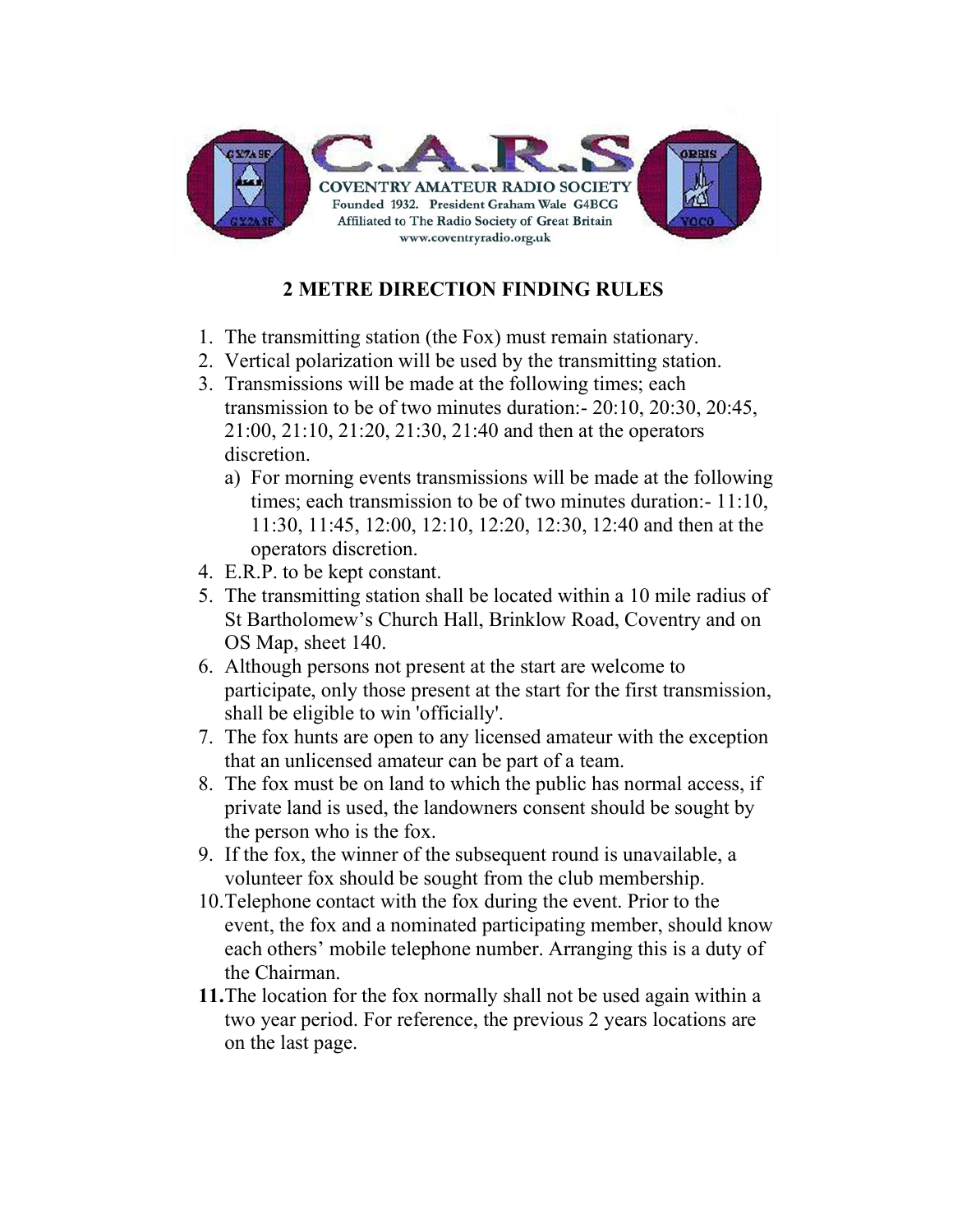**C.A.R.S**

**COVENTRY AMATEUR RADIO SOCIETY**

Founded 1932. President Graham Wale G4BCG

Affiliated to The Radio Society of Great Britain

www.coventryradio.org.uk

## 2 METRE DIRECTION FINDING RULES

1. The transmitting station (the Fox) must remain stationary.
2. Vertical polarization will be used by the transmitting station.
3. Transmissions will be made at the following times; each transmission to be of two minutes duration:- 20:10, 20:30, 20:45, 21:00, 21:10, 21:20, 21:30, 21:40 and then at the operators discretion.
   a) For morning events transmissions will be made at the following times; each transmission to be of two minutes duration:- 11:10, 11:30, 11:45, 12:00, 12:10, 12:20, 12:30, 12:40 and then at the operators discretion.
4. E.R.P. to be kept constant.
5. The transmitting station shall be located within a 10 mile radius of St Bartholomew's Church Hall, Brinklow Road, Coventry and on OS Map, sheet 140.
6. Although persons not present at the start are welcome to participate, only those present at the start for the first transmission, shall be eligible to win 'officially'.
7. The fox hunts are open to any licensed amateur with the exception that an unlicensed amateur can be part of a team.
8. The fox must be on land to which the public has normal access, if private land is used, the landowners consent should be sought by the person who is the fox.
9. If the fox, the winner of the subsequent round is unavailable, a volunteer fox should be sought from the club membership.
10. Telephone contact with the fox during the event. Prior to the event, the fox and a nominated participating member, should know each others' mobile telephone number. Arranging this is a duty of the Chairman.
11. The location for the fox normally shall not be used again within a two year period. For reference, the previous 2 years locations are on the last page.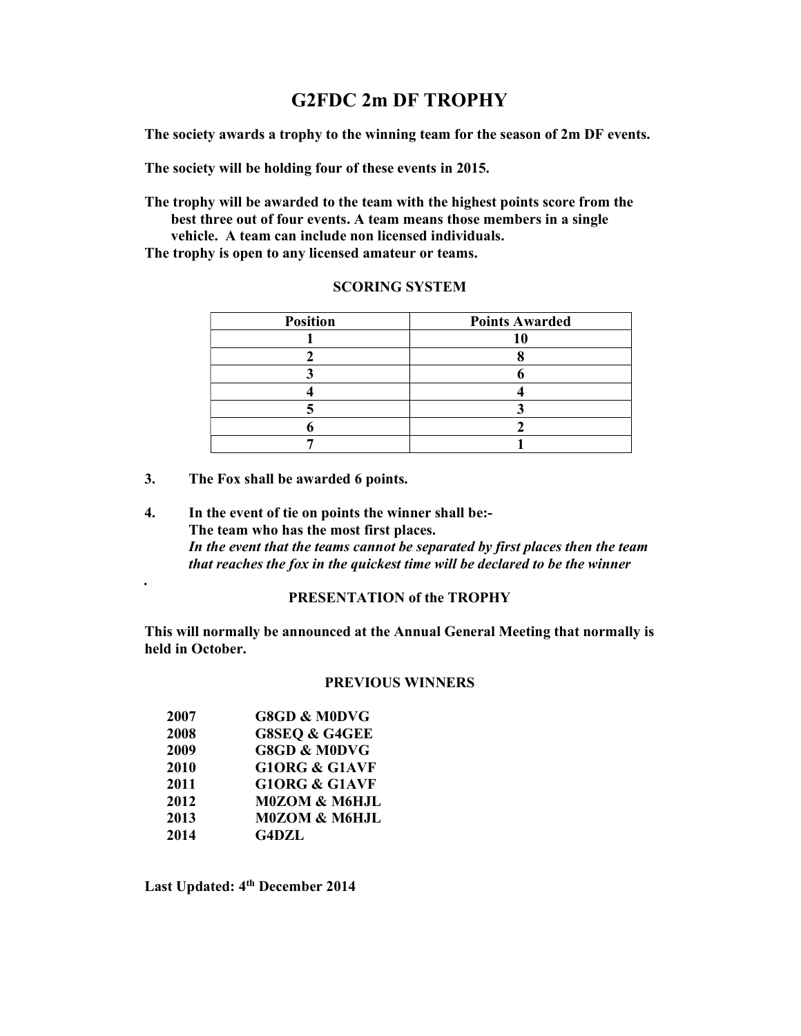# G2FDC 2m DF TROPHY

**The society awards a trophy to the winning team for the season of 2m DF events.**

**The society will be holding four of these events in 2015.**

**The trophy will be awarded to the team with the highest points score from the best three out of four events. A team means those members in a single vehicle. A team can include non licensed individuals.**
**The trophy is open to any licensed amateur or teams.**

## SCORING SYSTEM

| Position | Points Awarded |
|---|---|
| 1 | 10 |
| 2 | 8 |
| 3 | 6 |
| 4 | 4 |
| 5 | 3 |
| 6 | 2 |
| 7 | 1 |

**3. The Fox shall be awarded 6 points.**

**4. In the event of tie on points the winner shall be:-**
**The team who has the most first places.**
***In the event that the teams cannot be separated by first places then the team that reaches the fox in the quickest time will be declared to be the winner***

.

## PRESENTATION of the TROPHY

**This will normally be announced at the Annual General Meeting that normally is held in October.**

## PREVIOUS WINNERS

| | |
|---|---|
| **2007** | **G8GD & M0DVG** |
| **2008** | **G8SEQ & G4GEE** |
| **2009** | **G8GD & M0DVG** |
| **2010** | **G1ORG & G1AVF** |
| **2011** | **G1ORG & G1AVF** |
| **2012** | **M0ZOM & M6HJL** |
| **2013** | **M0ZOM & M6HJL** |
| **2014** | **G4DZL** |

**Last Updated: 4th December 2014**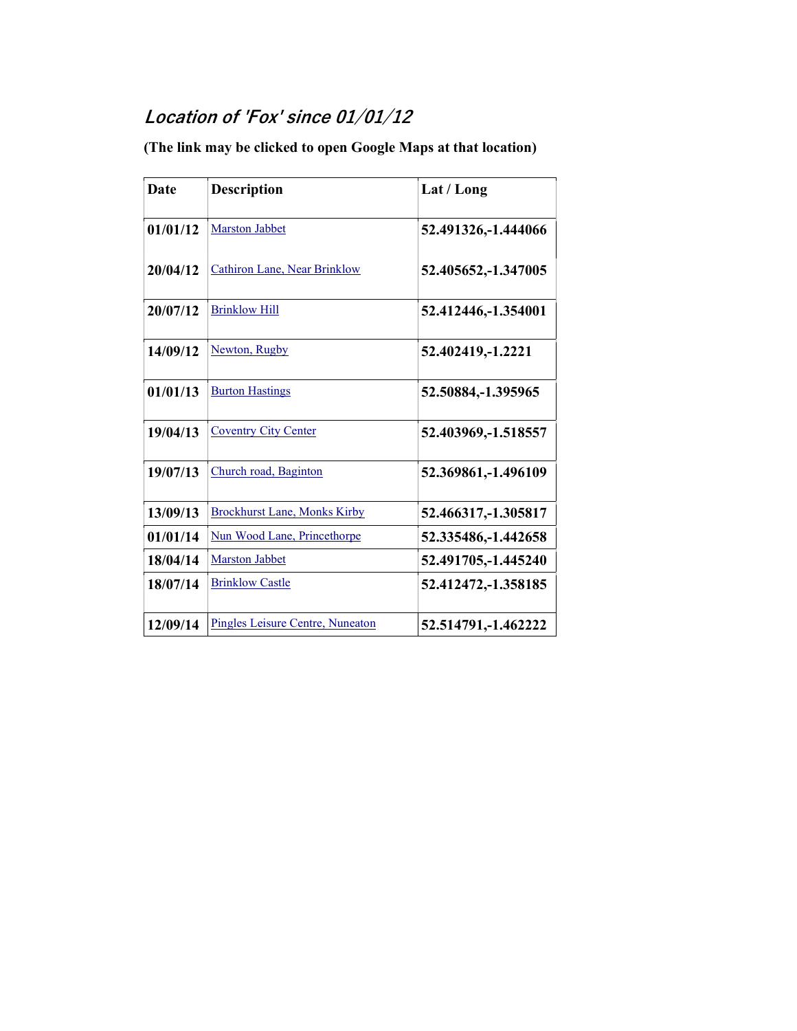## *Location of 'Fox' since 01/01/12*

**(The link may be clicked to open Google Maps at that location)**

| Date | Description | Lat / Long |
|---|---|---|
| **01/01/12** | Marston Jabbet | **52.491326,-1.444066** |
| **20/04/12** | Cathiron Lane, Near Brinklow | **52.405652,-1.347005** |
| **20/07/12** | Brinklow Hill | **52.412446,-1.354001** |
| **14/09/12** | Newton, Rugby | **52.402419,-1.2221** |
| **01/01/13** | Burton Hastings | **52.50884,-1.395965** |
| **19/04/13** | Coventry City Center | **52.403969,-1.518557** |
| **19/07/13** | Church road, Baginton | **52.369861,-1.496109** |
| **13/09/13** | Brockhurst Lane, Monks Kirby | **52.466317,-1.305817** |
| **01/01/14** | Nun Wood Lane, Princethorpe | **52.335486,-1.442658** |
| **18/04/14** | Marston Jabbet | **52.491705,-1.445240** |
| **18/07/14** | Brinklow Castle | **52.412472,-1.358185** |
| **12/09/14** | Pingles Leisure Centre, Nuneaton | **52.514791,-1.462222** |